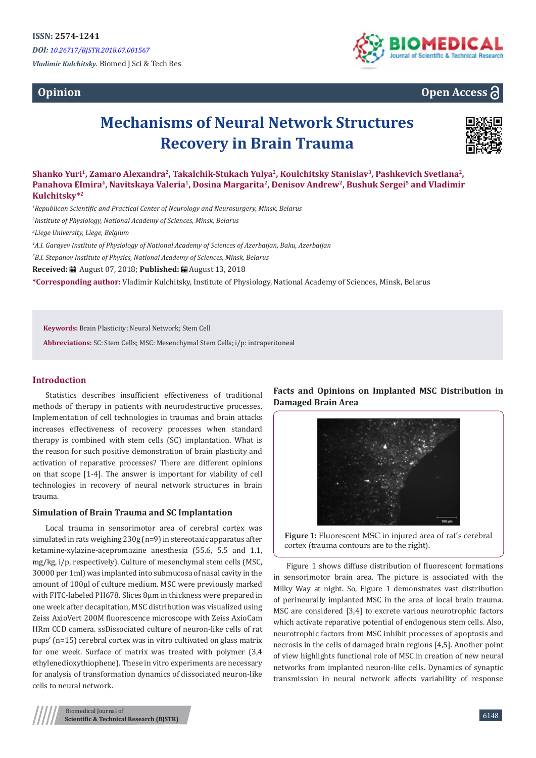ISSN: 2574-1241

*DOI: 10.26717/BJSTR.2018.07.001567*

*Vladimir Kulchitsky.* Biomed J Sci & Tech Res

**Opinion**

**Open Access**

# Mechanisms of Neural Network Structures Recovery in Brain Trauma

**Shanko Yuri[1], Zamaro Alexandra[2], Takalchik-Stukach Yulya[2], Koulchitsky Stanislav[3], Pashkevich Svetlana[2], Panahova Elmira[4], Navitskaya Valeria[1], Dosina Margarita[2], Denisov Andrew[2], Bushuk Sergei[5] and Vladimir Kulchitsky*[2]**

*[1]Republican Scientific and Practical Center of Neurology and Neurosurgery, Minsk, Belarus*

*[2]Institute of Physiology, National Academy of Sciences, Minsk, Belarus*

*[3]Liege University, Liege, Belgium*

*[4]A.I. Garayev Institute of Physiology of National Academy of Sciences of Azerbaijan, Baku, Azerbaijan*

*[5]B.I. Stepanov Institute of Physics, National Academy of Sciences, Minsk, Belarus*

**Received:** August 07, 2018; **Published:** August 13, 2018

***Corresponding author:** Vladimir Kulchitsky, Institute of Physiology, National Academy of Sciences, Minsk, Belarus

**Keywords:** Brain Plasticity; Neural Network; Stem Cell

**Abbreviations:** SC: Stem Cells; MSC: Mesenchymal Stem Cells; i/p: intraperitoneal

## Introduction

Statistics describes insufficient effectiveness of traditional methods of therapy in patients with neurodestructive processes. Implementation of cell technologies in traumas and brain attacks increases effectiveness of recovery processes when standard therapy is combined with stem cells (SC) implantation. What is the reason for such positive demonstration of brain plasticity and activation of reparative processes? There are different opinions on that scope [1-4]. The answer is important for viability of cell technologies in recovery of neural network structures in brain trauma.

## Simulation of Brain Trauma and SC Implantation

Local trauma in sensorimotor area of cerebral cortex was simulated in rats weighing 230g (n=9) in stereotaxic apparatus after ketamine-xylazine-acepromazine anesthesia (55.6, 5.5 and 1.1, mg/kg, i/p, respectively). Culture of mesenchymal stem cells (MSC, 30000 per 1ml) was implanted into submucosa of nasal cavity in the amount of 100μl of culture medium. MSC were previously marked with FITC-labeled PH678. Slices 8μm in thickness were prepared in one week after decapitation, MSC distribution was visualized using Zeiss AxioVert 200M fluorescence microscope with Zeiss AxioCam HRm CCD camera. ssDissociated culture of neuron-like cells of rat pups' (n=15) cerebral cortex was in vitro cultivated on glass matrix for one week. Surface of matrix was treated with polymer (3,4 ethylenedioxythiophene). These in vitro experiments are necessary for analysis of transformation dynamics of dissociated neuron-like cells to neural network.

## Facts and Opinions on Implanted MSC Distribution in Damaged Brain Area

**Figure 1:** Fluorescent MSC in injured area of rat's cerebral cortex (trauma contours are to the right).

Figure 1 shows diffuse distribution of fluorescent formations in sensorimotor brain area. The picture is associated with the Milky Way at night. So, Figure 1 demonstrates vast distribution of perineurally implanted MSC in the area of local brain trauma. MSC are considered [3,4] to excrete various neurotrophic factors which activate reparative potential of endogenous stem cells. Also, neurotrophic factors from MSC inhibit processes of apoptosis and necrosis in the cells of damaged brain regions [4,5]. Another point of view highlights functional role of MSC in creation of new neural networks from implanted neuron-like cells. Dynamics of synaptic transmission in neural network affects variability of response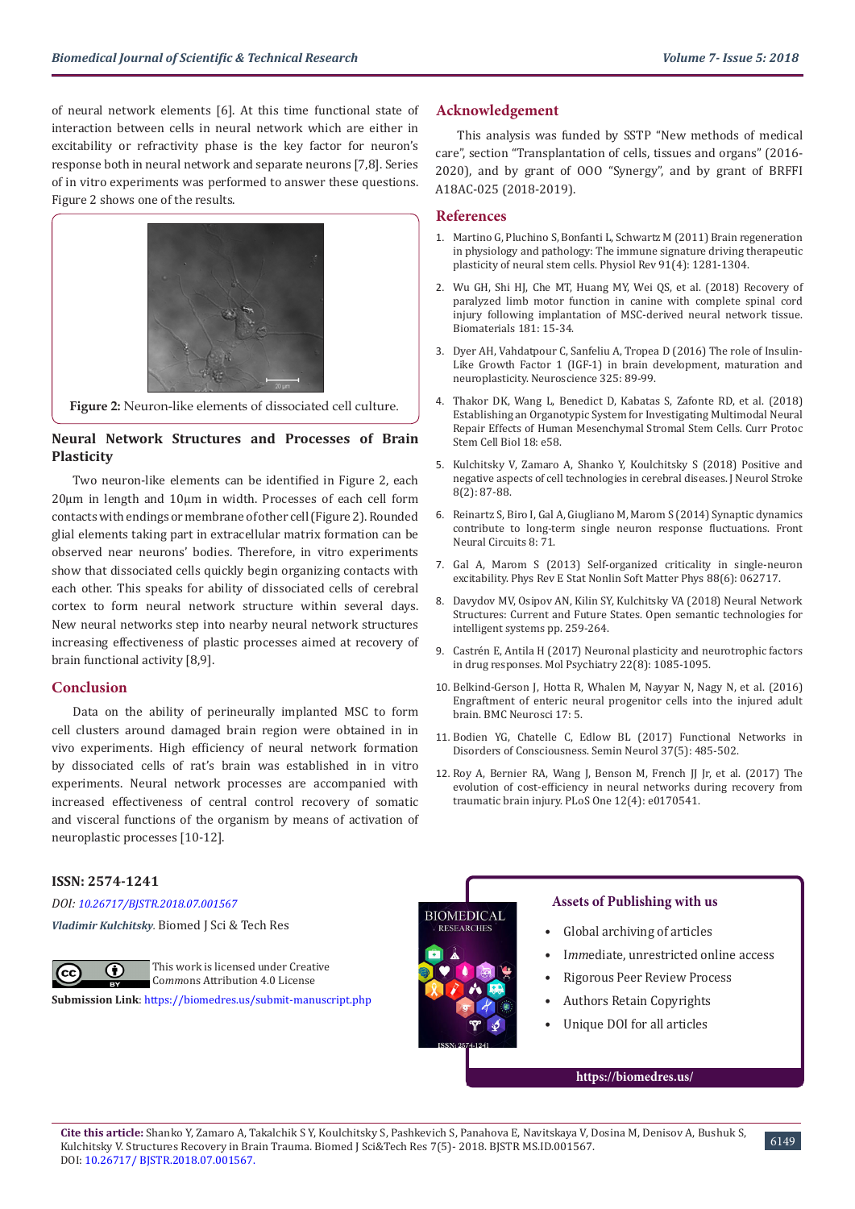of neural network elements [6]. At this time functional state of interaction between cells in neural network which are either in excitability or refractivity phase is the key factor for neuron's response both in neural network and separate neurons [7,8]. Series of in vitro experiments was performed to answer these questions. Figure 2 shows one of the results.

**Figure 2:** Neuron-like elements of dissociated cell culture.

### Neural Network Structures and Processes of Brain Plasticity

Two neuron-like elements can be identified in Figure 2, each 20μm in length and 10μm in width. Processes of each cell form contacts with endings or membrane of other cell (Figure 2). Rounded glial elements taking part in extracellular matrix formation can be observed near neurons' bodies. Therefore, in vitro experiments show that dissociated cells quickly begin organizing contacts with each other. This speaks for ability of dissociated cells of cerebral cortex to form neural network structure within several days. New neural networks step into nearby neural network structures increasing effectiveness of plastic processes aimed at recovery of brain functional activity [8,9].

## Conclusion

Data on the ability of perineurally implanted MSC to form cell clusters around damaged brain region were obtained in in vivo experiments. High efficiency of neural network formation by dissociated cells of rat's brain was established in in vitro experiments. Neural network processes are accompanied with increased effectiveness of central control recovery of somatic and visceral functions of the organism by means of activation of neuroplastic processes [10-12].

## Acknowledgement

This analysis was funded by SSTP "New methods of medical care", section "Transplantation of cells, tissues and organs" (2016-2020), and by grant of OOO "Synergy", and by grant of BRFFI A18AC-025 (2018-2019).

## References

1. Martino G, Pluchino S, Bonfanti L, Schwartz M (2011) Brain regeneration in physiology and pathology: The immune signature driving therapeutic plasticity of neural stem cells. Physiol Rev 91(4): 1281-1304.
2. Wu GH, Shi HJ, Che MT, Huang MY, Wei QS, et al. (2018) Recovery of paralyzed limb motor function in canine with complete spinal cord injury following implantation of MSC-derived neural network tissue. Biomaterials 181: 15-34.
3. Dyer AH, Vahdatpour C, Sanfeliu A, Tropea D (2016) The role of Insulin-Like Growth Factor 1 (IGF-1) in brain development, maturation and neuroplasticity. Neuroscience 325: 89-99.
4. Thakor DK, Wang L, Benedict D, Kabatas S, Zafonte RD, et al. (2018) Establishing an Organotypic System for Investigating Multimodal Neural Repair Effects of Human Mesenchymal Stromal Stem Cells. Curr Protoc Stem Cell Biol 18: e58.
5. Kulchitsky V, Zamaro A, Shanko Y, Koulchitsky S (2018) Positive and negative aspects of cell technologies in cerebral diseases. J Neurol Stroke 8(2): 87-88.
6. Reinartz S, Biro I, Gal A, Giugliano M, Marom S (2014) Synaptic dynamics contribute to long-term single neuron response fluctuations. Front Neural Circuits 8: 71.
7. Gal A, Marom S (2013) Self-organized criticality in single-neuron excitability. Phys Rev E Stat Nonlin Soft Matter Phys 88(6): 062717.
8. Davydov MV, Osipov AN, Kilin SY, Kulchitsky VA (2018) Neural Network Structures: Current and Future States. Open semantic technologies for intelligent systems pp. 259-264.
9. Castrén E, Antila H (2017) Neuronal plasticity and neurotrophic factors in drug responses. Mol Psychiatry 22(8): 1085-1095.
10. Belkind-Gerson J, Hotta R, Whalen M, Nayyar N, Nagy N, et al. (2016) Engraftment of enteric neural progenitor cells into the injured adult brain. BMC Neurosci 17: 5.
11. Bodien YG, Chatelle C, Edlow BL (2017) Functional Networks in Disorders of Consciousness. Semin Neurol 37(5): 485-502.
12. Roy A, Bernier RA, Wang J, Benson M, French JJ Jr, et al. (2017) The evolution of cost-efficiency in neural networks during recovery from traumatic brain injury. PLoS One 12(4): e0170541.

**ISSN: 2574-1241**

*DOI: 10.26717/BJSTR.2018.07.001567*

*Vladimir Kulchitsky.* Biomed J Sci & Tech Res

This work is licensed under Creative Commons Attribution 4.0 License

**Submission Link**: https://biomedres.us/submit-manuscript.php

**Assets of Publishing with us**

- Global archiving of articles
- Immediate, unrestricted online access
- Rigorous Peer Review Process
- Authors Retain Copyrights
- Unique DOI for all articles

**https://biomedres.us/**

**Cite this article:** Shanko Y, Zamaro A, Takalchik S Y, Koulchitsky S, Pashkevich S, Panahova E, Navitskaya V, Dosina M, Denisov A, Bushuk S, Kulchitsky V. Structures Recovery in Brain Trauma. Biomed J Sci&Tech Res 7(5)- 2018. BJSTR MS.ID.001567. DOI: 10.26717/ BJSTR.2018.07.001567.